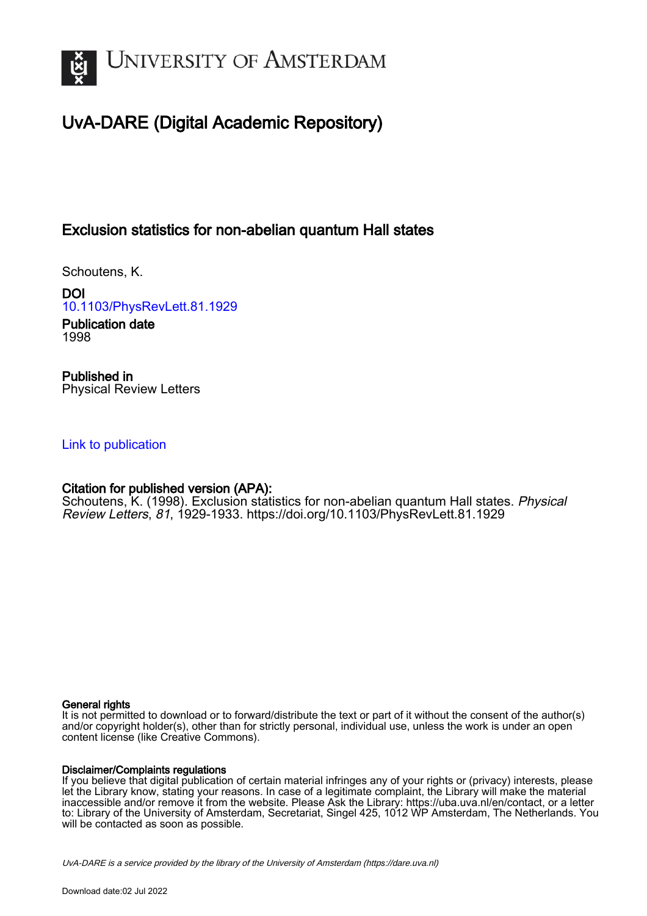# University of Amsterdam

## UvA-DARE (Digital Academic Repository)

### Exclusion statistics for non-abelian quantum Hall states

Schoutens, K.

**DOI**
10.1103/PhysRevLett.81.1929

**Publication date**
1998

**Published in**
Physical Review Letters

Link to publication

**Citation for published version (APA):**
Schoutens, K. (1998). Exclusion statistics for non-abelian quantum Hall states. *Physical Review Letters*, *81*, 1929-1933. https://doi.org/10.1103/PhysRevLett.81.1929

**General rights**
It is not permitted to download or to forward/distribute the text or part of it without the consent of the author(s) and/or copyright holder(s), other than for strictly personal, individual use, unless the work is under an open content license (like Creative Commons).

**Disclaimer/Complaints regulations**
If you believe that digital publication of certain material infringes any of your rights or (privacy) interests, please let the Library know, stating your reasons. In case of a legitimate complaint, the Library will make the material inaccessible and/or remove it from the website. Please Ask the Library: https://uba.uva.nl/en/contact, or a letter to: Library of the University of Amsterdam, Secretariat, Singel 425, 1012 WP Amsterdam, The Netherlands. You will be contacted as soon as possible.

*UvA-DARE is a service provided by the library of the University of Amsterdam (https://dare.uva.nl)*

Download date:02 Jul 2022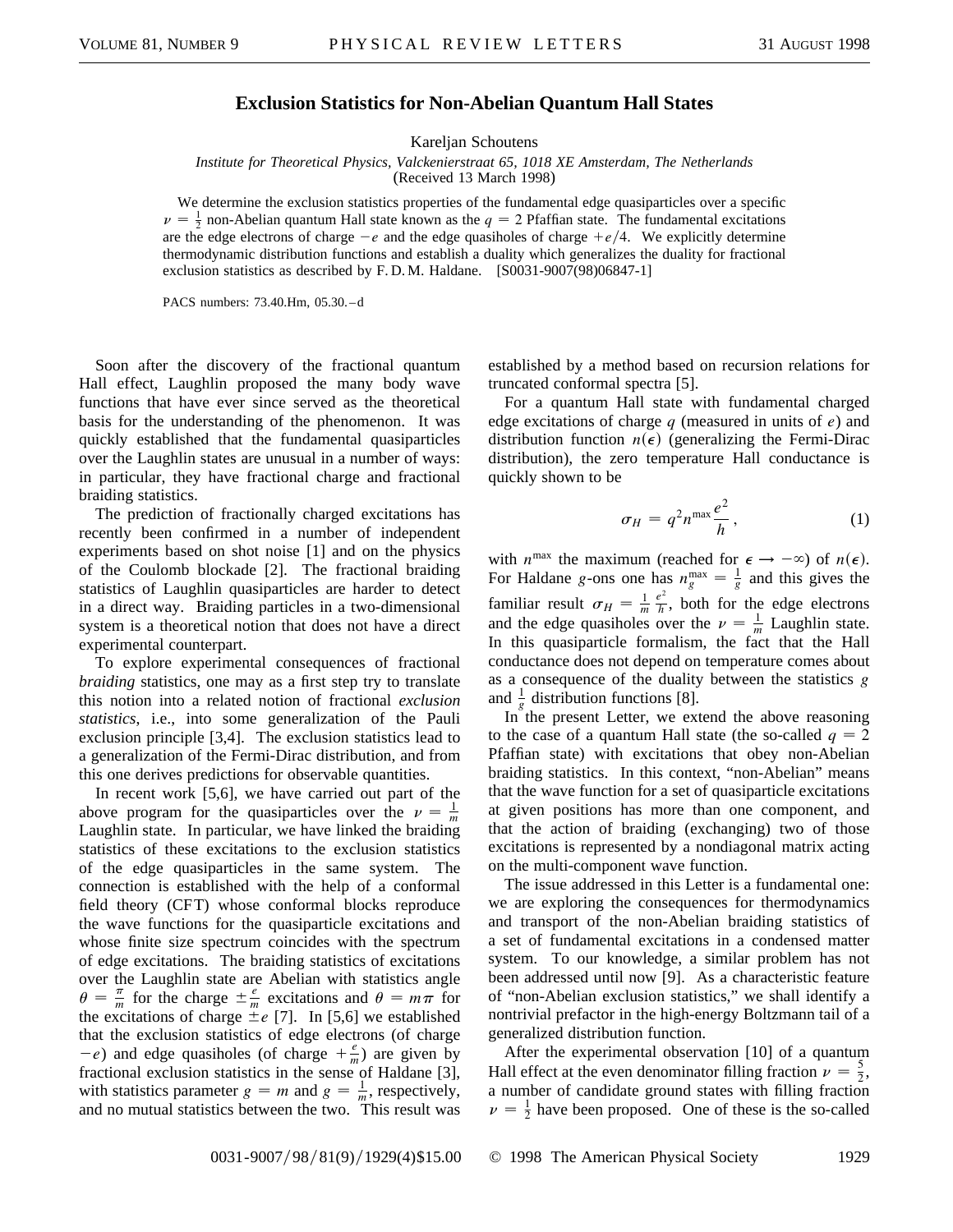# Exclusion Statistics for Non-Abelian Quantum Hall States

Kareljan Schoutens

*Institute for Theoretical Physics, Valckenierstraat 65, 1018 XE Amsterdam, The Netherlands*
(Received 13 March 1998)

We determine the exclusion statistics properties of the fundamental edge quasiparticles over a specific $\nu = \frac{1}{2}$ non-Abelian quantum Hall state known as the $q = 2$ Pfaffian state. The fundamental excitations are the edge electrons of charge $-e$ and the edge quasiholes of charge $+e/4$. We explicitly determine thermodynamic distribution functions and establish a duality which generalizes the duality for fractional exclusion statistics as described by F. D. M. Haldane. [S0031-9007(98)06847-1]

PACS numbers: 73.40.Hm, 05.30.–d

Soon after the discovery of the fractional quantum Hall effect, Laughlin proposed the many body wave functions that have ever since served as the theoretical basis for the understanding of the phenomenon. It was quickly established that the fundamental quasiparticles over the Laughlin states are unusual in a number of ways: in particular, they have fractional charge and fractional braiding statistics.

The prediction of fractionally charged excitations has recently been confirmed in a number of independent experiments based on shot noise [1] and on the physics of the Coulomb blockade [2]. The fractional braiding statistics of Laughlin quasiparticles are harder to detect in a direct way. Braiding particles in a two-dimensional system is a theoretical notion that does not have a direct experimental counterpart.

To explore experimental consequences of fractional *braiding* statistics, one may as a first step try to translate this notion into a related notion of fractional *exclusion statistics*, i.e., into some generalization of the Pauli exclusion principle [3,4]. The exclusion statistics lead to a generalization of the Fermi-Dirac distribution, and from this one derives predictions for observable quantities.

In recent work [5,6], we have carried out part of the above program for the quasiparticles over the $\nu = \frac{1}{m}$ Laughlin state. In particular, we have linked the braiding statistics of these excitations to the exclusion statistics of the edge quasiparticles in the same system. The connection is established with the help of a conformal field theory (CFT) whose conformal blocks reproduce the wave functions for the quasiparticle excitations and whose finite size spectrum coincides with the spectrum of edge excitations. The braiding statistics of excitations over the Laughlin state are Abelian with statistics angle $\theta = \frac{\pi}{m}$ for the charge $\pm\frac{e}{m}$ excitations and $\theta = m\pi$ for the excitations of charge $\pm e$ [7]. In [5,6] we established that the exclusion statistics of edge electrons (of charge $-e$) and edge quasiholes (of charge $+\frac{e}{m}$) are given by fractional exclusion statistics in the sense of Haldane [3], with statistics parameter $g = m$ and $g = \frac{1}{m}$, respectively, and no mutual statistics between the two. This result was established by a method based on recursion relations for truncated conformal spectra [5].

For a quantum Hall state with fundamental charged edge excitations of charge $q$ (measured in units of $e$) and distribution function $n(\epsilon)$ (generalizing the Fermi-Dirac distribution), the zero temperature Hall conductance is quickly shown to be

$$\sigma_H = q^2 n^{\max} \frac{e^2}{h}, \tag{1}$$

with $n^{\max}$ the maximum (reached for $\epsilon \to -\infty$) of $n(\epsilon)$. For Haldane $g$-ons one has $n_g^{\max} = \frac{1}{g}$ and this gives the familiar result $\sigma_H = \frac{1}{m}\frac{e^2}{h}$, both for the edge electrons and the edge quasiholes over the $\nu = \frac{1}{m}$ Laughlin state. In this quasiparticle formalism, the fact that the Hall conductance does not depend on temperature comes about as a consequence of the duality between the statistics $g$ and $\frac{1}{g}$ distribution functions [8].

In the present Letter, we extend the above reasoning to the case of a quantum Hall state (the so-called $q = 2$ Pfaffian state) with excitations that obey non-Abelian braiding statistics. In this context, "non-Abelian" means that the wave function for a set of quasiparticle excitations at given positions has more than one component, and that the action of braiding (exchanging) two of those excitations is represented by a nondiagonal matrix acting on the multi-component wave function.

The issue addressed in this Letter is a fundamental one: we are exploring the consequences for thermodynamics and transport of the non-Abelian braiding statistics of a set of fundamental excitations in a condensed matter system. To our knowledge, a similar problem has not been addressed until now [9]. As a characteristic feature of "non-Abelian exclusion statistics," we shall identify a nontrivial prefactor in the high-energy Boltzmann tail of a generalized distribution function.

After the experimental observation [10] of a quantum Hall effect at the even denominator filling fraction $\nu = \frac{5}{2}$, a number of candidate ground states with filling fraction $\nu = \frac{1}{2}$ have been proposed. One of these is the so-called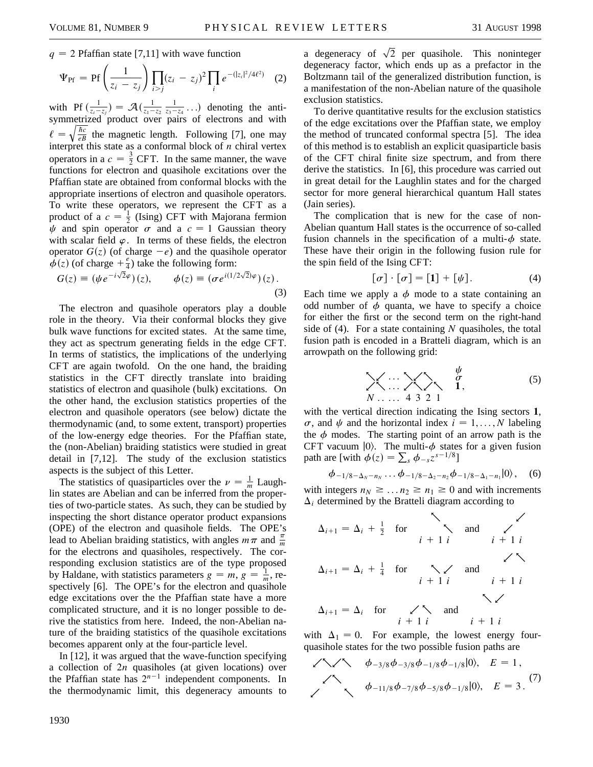$q = 2$ Pfaffian state [7,11] with wave function

$$\Psi_{\rm Pf} = {\rm Pf}\left(\frac{1}{z_i - z_j}\right) \prod_{i>j}(z_i - z_j)^2 \prod_i e^{-(|z_i|^2/4\ell^2)} \quad (2)$$

with ${\rm Pf}\,(\frac{1}{z_i - z_j}) = \mathcal{A}(\frac{1}{z_1 - z_2}\,\frac{1}{z_3 - z_4}\ldots)$ denoting the antisymmetrized product over pairs of electrons and with $\ell = \sqrt{\frac{\hbar c}{eB}}$ the magnetic length. Following [7], one may interpret this state as a conformal block of $n$ chiral vertex operators in a $c = \frac{3}{2}$ CFT. In the same manner, the wave functions for electron and quasihole excitations over the Pfaffian state are obtained from conformal blocks with the appropriate insertions of electron and quasihole operators. To write these operators, we represent the CFT as a product of a $c = \frac{1}{2}$ (Ising) CFT with Majorana fermion $\psi$ and spin operator $\sigma$ and a $c = 1$ Gaussian theory with scalar field $\varphi$. In terms of these fields, the electron operator $G(z)$ (of charge $-e$) and the quasihole operator $\phi(z)$ (of charge $+\frac{e}{4}$) take the following form:

$$G(z) \equiv (\psi e^{-i\sqrt{2}\varphi})(z), \qquad \phi(z) \equiv (\sigma e^{i(1/2\sqrt{2})\varphi})(z). \quad (3)$$

The electron and quasihole operators play a double role in the theory. Via their conformal blocks they give bulk wave functions for excited states. At the same time, they act as spectrum generating fields in the edge CFT. In terms of statistics, the implications of the underlying CFT are again twofold. On the one hand, the braiding statistics in the CFT directly translate into braiding statistics of electron and quasihole (bulk) excitations. On the other hand, the exclusion statistics properties of the electron and quasihole operators (see below) dictate the thermodynamic (and, to some extent, transport) properties of the low-energy edge theories. For the Pfaffian state, the (non-Abelian) braiding statistics were studied in great detail in [7,12]. The study of the exclusion statistics aspects is the subject of this Letter.

The statistics of quasiparticles over the $\nu = \frac{1}{m}$ Laughlin states are Abelian and can be inferred from the properties of two-particle states. As such, they can be studied by inspecting the short distance operator product expansions (OPE) of the electron and quasihole fields. The OPE's lead to Abelian braiding statistics, with angles $m\pi$ and $\frac{\pi}{m}$ for the electrons and quasiholes, respectively. The corresponding exclusion statistics are of the type proposed by Haldane, with statistics parameters $g = m$, $g = \frac{1}{m}$, respectively [6]. The OPE's for the electron and quasihole edge excitations over the the Pfaffian state have a more complicated structure, and it is no longer possible to derive the statistics from here. Indeed, the non-Abelian nature of the braiding statistics of the quasihole excitations becomes apparent only at the four-particle level.

In [12], it was argued that the wave-function specifying a collection of $2n$ quasiholes (at given locations) over the Pfaffian state has $2^{n-1}$ independent components. In the thermodynamic limit, this degeneracy amounts to a degeneracy of $\sqrt{2}$ per quasihole. This noninteger degeneracy factor, which ends up as a prefactor in the Boltzmann tail of the generalized distribution function, is a manifestation of the non-Abelian nature of the quasihole exclusion statistics.

To derive quantitative results for the exclusion statistics of the edge excitations over the Pfaffian state, we employ the method of truncated conformal spectra [5]. The idea of this method is to establish an explicit quasiparticle basis of the CFT chiral finite size spectrum, and from there derive the statistics. In [6], this procedure was carried out in great detail for the Laughlin states and for the charged sector for more general hierarchical quantum Hall states (Jain series).

The complication that is new for the case of non-Abelian quantum Hall states is the occurrence of so-called fusion channels in the specification of a multi-$\phi$ state. These have their origin in the following fusion rule for the spin field of the Ising CFT:

$$[\sigma] \cdot [\sigma] = [\mathbf{1}] + [\psi]. \quad (4)$$

Each time we apply a $\phi$ mode to a state containing an odd number of $\phi$ quanta, we have to specify a choice for either the first or the second term on the right-hand side of (4). For a state containing $N$ quasiholes, the total fusion path is encoded in a Bratteli diagram, which is an arrowpath on the following grid:

$$\begin{array}{ccc} \nwarrow\!\swarrow \;\cdots\; \nwarrow\!\swarrow\!\nwarrow\!\swarrow & & \psi \\ \swarrow\!\nwarrow \;\cdots\; \swarrow\!\nwarrow\!\swarrow\!\nwarrow & & \sigma \\ & & \mathbf{1}, \\ N \ldots \;\ldots\; 4\;3\;2\;1 & & \end{array} \quad (5)$$

with the vertical direction indicating the Ising sectors $\mathbf{1}$, $\sigma$, and $\psi$ and the horizontal index $i = 1, \ldots, N$ labeling the $\phi$ modes. The starting point of an arrow path is the CFT vacuum $|0\rangle$. The multi-$\phi$ states for a given fusion path are [with $\phi(z) = \sum_s \phi_{-s} z^{s-1/8}$]

$$\phi_{-1/8-\Delta_N-n_N} \ldots \phi_{-1/8-\Delta_2-n_2}\phi_{-1/8-\Delta_1-n_1}|0\rangle, \quad (6)$$

with integers $n_N \geq \ldots n_2 \geq n_1 \geq 0$ and with increments $\Delta_i$ determined by the Bratteli diagram according to

$\Delta_{i+1} = \Delta_i + \frac{1}{2}$ for $\nwarrow$ (at $i+1$) $\nwarrow$ (at $i$, one level lower) and $\swarrow$ (at $i+1$) $\swarrow$ (at $i$, one level lower)

$\Delta_{i+1} = \Delta_i + \frac{1}{4}$ for $\nwarrow\swarrow$ ($i+1$, $i$) and $\swarrow\nwarrow$ ($i+1$, $i$)

$\Delta_{i+1} = \Delta_i$ for $\swarrow\nwarrow$ ($i+1$, $i$) and $\nwarrow\swarrow$ ($i+1$, $i$)

with $\Delta_1 = 0$. For example, the lowest energy four-quasihole states for the two possible fusion paths are

$$\swarrow\nwarrow\swarrow\nwarrow \quad \phi_{-3/8}\phi_{-3/8}\phi_{-1/8}\phi_{-1/8}|0\rangle, \quad E = 1,$$
$$\swarrow\;\swarrow\nwarrow\;\nwarrow \quad \phi_{-11/8}\phi_{-7/8}\phi_{-5/8}\phi_{-1/8}|0\rangle, \quad E = 3. \quad (7)$$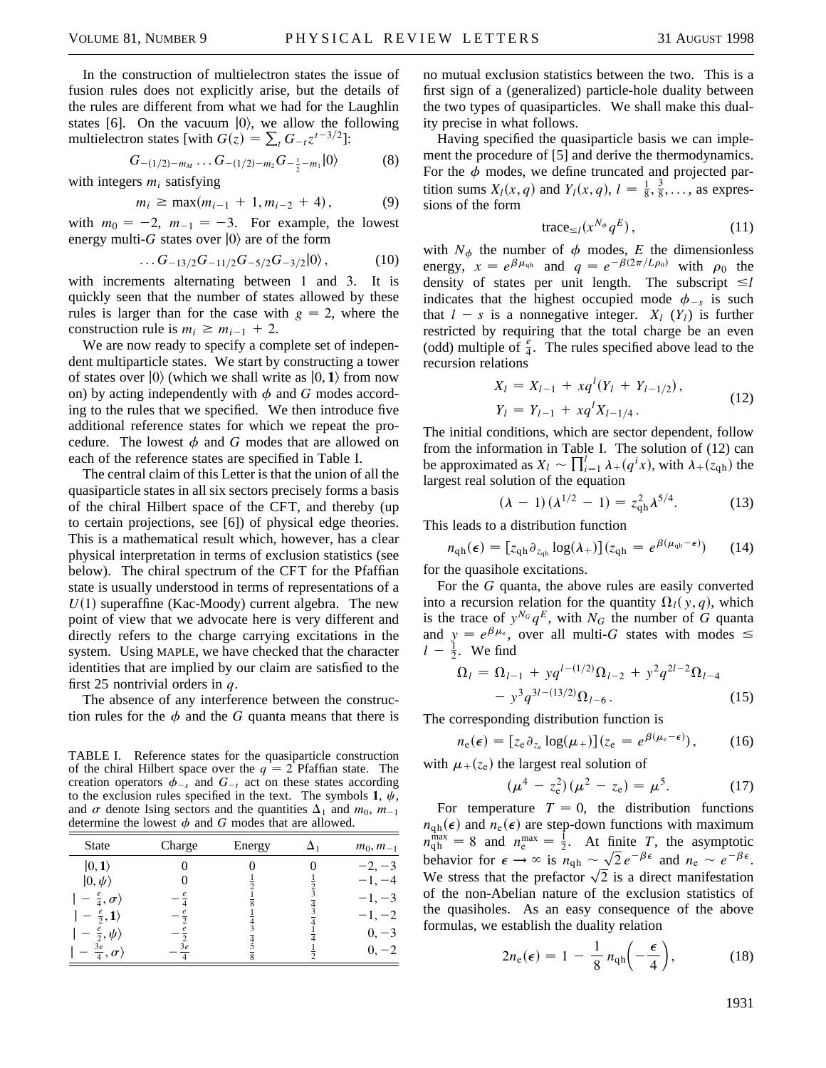In the construction of multielectron states the issue of fusion rules does not explicitly arise, but the details of the rules are different from what we had for the Laughlin states [6]. On the vacuum $|0\rangle$, we allow the following multielectron states [with $G(z) = \sum_t G_{-t} z^{t-3/2}$]:

$$G_{-(1/2)-m_M} \dots G_{-(1/2)-m_2} G_{-\frac{1}{2}-m_1} |0\rangle \tag{8}$$

with integers $m_i$ satisfying

$$m_i \geq \max(m_{i-1} + 1, m_{i-2} + 4), \tag{9}$$

with $m_0 = -2$, $m_{-1} = -3$. For example, the lowest energy multi-$G$ states over $|0\rangle$ are of the form

$$\dots G_{-13/2} G_{-11/2} G_{-5/2} G_{-3/2} |0\rangle, \tag{10}$$

with increments alternating between 1 and 3. It is quickly seen that the number of states allowed by these rules is larger than for the case with $g = 2$, where the construction rule is $m_i \geq m_{i-1} + 2$.

We are now ready to specify a complete set of independent multiparticle states. We start by constructing a tower of states over $|0\rangle$ (which we shall write as $|0, \mathbf{1}\rangle$ from now on) by acting independently with $\phi$ and $G$ modes according to the rules that we specified. We then introduce five additional reference states for which we repeat the procedure. The lowest $\phi$ and $G$ modes that are allowed on each of the reference states are specified in Table I.

The central claim of this Letter is that the union of all the quasiparticle states in all six sectors precisely forms a basis of the chiral Hilbert space of the CFT, and thereby (up to certain projections, see [6]) of physical edge theories. This is a mathematical result which, however, has a clear physical interpretation in terms of exclusion statistics (see below). The chiral spectrum of the CFT for the Pfaffian state is usually understood in terms of representations of a $U(1)$ superaffine (Kac-Moody) current algebra. The new point of view that we advocate here is very different and directly refers to the charge carrying excitations in the system. Using MAPLE, we have checked that the character identities that are implied by our claim are satisfied to the first 25 nontrivial orders in $q$.

The absence of any interference between the construction rules for the $\phi$ and the $G$ quanta means that there is no mutual exclusion statistics between the two. This is a first sign of a (generalized) particle-hole duality between the two types of quasiparticles. We shall make this duality precise in what follows.

TABLE I. Reference states for the quasiparticle construction of the chiral Hilbert space over the $q = 2$ Pfaffian state. The creation operators $\phi_{-s}$ and $G_{-t}$ act on these states according to the exclusion rules specified in the text. The symbols $\mathbf{1}$, $\psi$, and $\sigma$ denote Ising sectors and the quantities $\Delta_1$ and $m_0$, $m_{-1}$ determine the lowest $\phi$ and $G$ modes that are allowed.

| State | Charge | Energy | $\Delta_1$ | $m_0, m_{-1}$ |
|---|---|---|---|---|
| $\lvert 0, \mathbf{1}\rangle$ | 0 | 0 | 0 | $-2, -3$ |
| $\lvert 0, \psi\rangle$ | 0 | $\frac{1}{2}$ | $\frac{1}{2}$ | $-1, -4$ |
| $\lvert -\frac{e}{4}, \sigma\rangle$ | $-\frac{e}{4}$ | $\frac{1}{8}$ | $\frac{3}{4}$ | $-1, -3$ |
| $\lvert -\frac{e}{2}, \mathbf{1}\rangle$ | $-\frac{e}{2}$ | $\frac{1}{4}$ | $\frac{3}{4}$ | $-1, -2$ |
| $\lvert -\frac{e}{2}, \psi\rangle$ | $-\frac{e}{2}$ | $\frac{3}{4}$ | $\frac{1}{4}$ | $0, -3$ |
| $\lvert -\frac{3e}{4}, \sigma\rangle$ | $-\frac{3e}{4}$ | $\frac{5}{8}$ | $\frac{1}{2}$ | $0, -2$ |

Having specified the quasiparticle basis we can implement the procedure of [5] and derive the thermodynamics. For the $\phi$ modes, we define truncated and projected partition sums $X_l(x, q)$ and $Y_l(x, q)$, $l = \frac{1}{8}, \frac{3}{8}, \dots$, as expressions of the form

$$\text{trace}_{\leq l}(x^{N_\phi} q^E), \tag{11}$$

with $N_\phi$ the number of $\phi$ modes, $E$ the dimensionless energy, $x = e^{\beta\mu_{\text{qh}}}$ and $q = e^{-\beta(2\pi/L\rho_0)}$ with $\rho_0$ the density of states per unit length. The subscript $\leq l$ indicates that the highest occupied mode $\phi_{-s}$ is such that $l - s$ is a nonnegative integer. $X_l$ ($Y_l$) is further restricted by requiring that the total charge be an even (odd) multiple of $\frac{e}{4}$. The rules specified above lead to the recursion relations

$$\begin{aligned} X_l &= X_{l-1} + x q^l (Y_l + Y_{l-1/2}), \\ Y_l &= Y_{l-1} + x q^l X_{l-1/4}. \end{aligned} \tag{12}$$

The initial conditions, which are sector dependent, follow from the information in Table I. The solution of (12) can be approximated as $X_l \sim \prod_{i=1}^{l} \lambda_+(q^i x)$, with $\lambda_+(z_{\text{qh}})$ the largest real solution of the equation

$$(\lambda - 1)(\lambda^{1/2} - 1) = z_{\text{qh}}^2 \lambda^{5/4}. \tag{13}$$

This leads to a distribution function

$$n_{\text{qh}}(\epsilon) = [z_{\text{qh}} \partial_{z_{\text{qh}}} \log(\lambda_+)] (z_{\text{qh}} = e^{\beta(\mu_{\text{qh}} - \epsilon)}) \tag{14}$$

for the quasihole excitations.

For the $G$ quanta, the above rules are easily converted into a recursion relation for the quantity $\Omega_l(y, q)$, which is the trace of $y^{N_G} q^E$, with $N_G$ the number of $G$ quanta and $y = e^{\beta\mu_e}$, over all multi-$G$ states with modes $\leq l - \frac{1}{2}$. We find

$$\begin{aligned} \Omega_l = \Omega_{l-1} &+ y q^{l-(1/2)} \Omega_{l-2} + y^2 q^{2l-2} \Omega_{l-4} \\ &- y^3 q^{3l-(13/2)} \Omega_{l-6}. \end{aligned} \tag{15}$$

The corresponding distribution function is

$$n_e(\epsilon) = [z_e \partial_{z_e} \log(\mu_+)] (z_e = e^{\beta(\mu_e - \epsilon)}), \tag{16}$$

with $\mu_+(z_e)$ the largest real solution of

$$(\mu^4 - z_e^2)(\mu^2 - z_e) = \mu^5. \tag{17}$$

For temperature $T = 0$, the distribution functions $n_{\text{qh}}(\epsilon)$ and $n_e(\epsilon)$ are step-down functions with maximum $n_{\text{qh}}^{\max} = 8$ and $n_e^{\max} = \frac{1}{2}$. At finite $T$, the asymptotic behavior for $\epsilon \to \infty$ is $n_{\text{qh}} \sim \sqrt{2} e^{-\beta\epsilon}$ and $n_e \sim e^{-\beta\epsilon}$. We stress that the prefactor $\sqrt{2}$ is a direct manifestation of the non-Abelian nature of the exclusion statistics of the quasiholes. As an easy consequence of the above formulas, we establish the duality relation

$$2 n_e(\epsilon) = 1 - \frac{1}{8} n_{\text{qh}}\left(-\frac{\epsilon}{4}\right), \tag{18}$$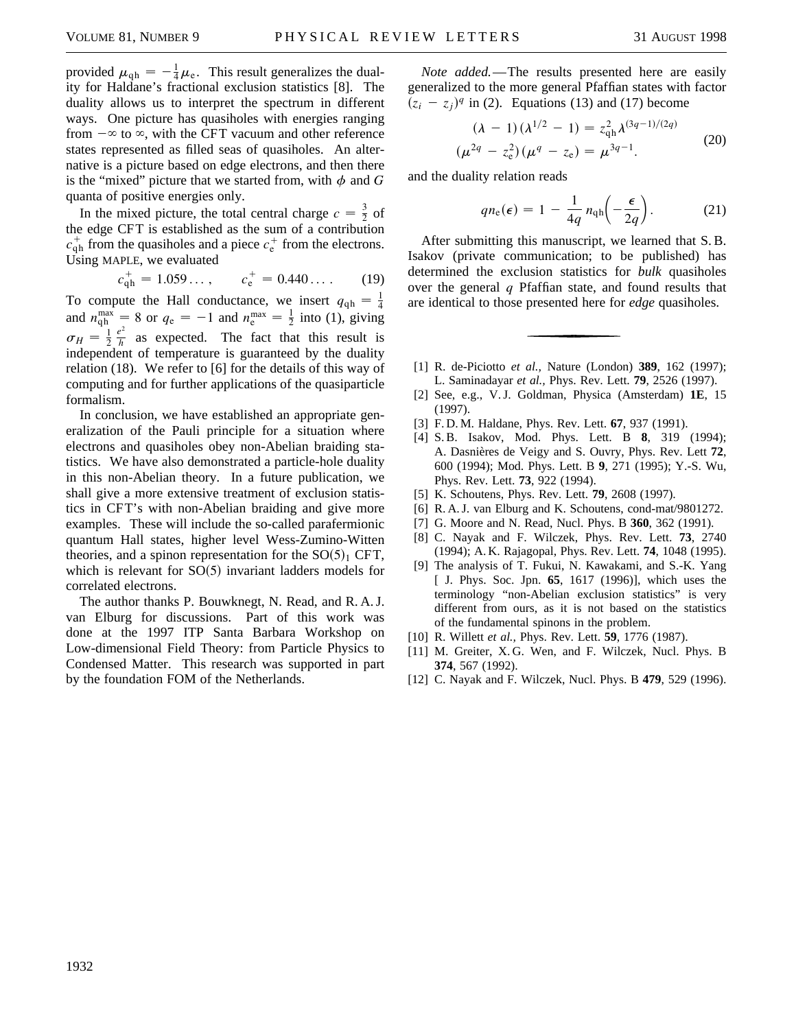provided $\mu_{\mathrm{qh}} = -\frac{1}{4}\mu_{\mathrm{e}}$. This result generalizes the duality for Haldane's fractional exclusion statistics [8]. The duality allows us to interpret the spectrum in different ways. One picture has quasiholes with energies ranging from $-\infty$ to $\infty$, with the CFT vacuum and other reference states represented as filled seas of quasiholes. An alternative is a picture based on edge electrons, and then there is the "mixed" picture that we started from, with $\phi$ and $G$ quanta of positive energies only.

In the mixed picture, the total central charge $c = \frac{3}{2}$ of the edge CFT is established as the sum of a contribution $c_{\mathrm{qh}}^{+}$ from the quasiholes and a piece $c_{\mathrm{e}}^{+}$ from the electrons. Using MAPLE, we evaluated

$$c_{\mathrm{qh}}^{+} = 1.059\ldots, \qquad c_{\mathrm{e}}^{+} = 0.440\ldots. \tag{19}$$

To compute the Hall conductance, we insert $q_{\mathrm{qh}} = \frac{1}{4}$ and $n_{\mathrm{qh}}^{\mathrm{max}} = 8$ or $q_{\mathrm{e}} = -1$ and $n_{\mathrm{e}}^{\mathrm{max}} = \frac{1}{2}$ into (1), giving $\sigma_H = \frac{1}{2}\frac{e^2}{h}$ as expected. The fact that this result is independent of temperature is guaranteed by the duality relation (18). We refer to [6] for the details of this way of computing and for further applications of the quasiparticle formalism.

In conclusion, we have established an appropriate generalization of the Pauli principle for a situation where electrons and quasiholes obey non-Abelian braiding statistics. We have also demonstrated a particle-hole duality in this non-Abelian theory. In a future publication, we shall give a more extensive treatment of exclusion statistics in CFT's with non-Abelian braiding and give more examples. These will include the so-called parafermionic quantum Hall states, higher level Wess-Zumino-Witten theories, and a spinon representation for the $SO(5)_1$ CFT, which is relevant for SO(5) invariant ladders models for correlated electrons.

The author thanks P. Bouwknegt, N. Read, and R. A. J. van Elburg for discussions. Part of this work was done at the 1997 ITP Santa Barbara Workshop on Low-dimensional Field Theory: from Particle Physics to Condensed Matter. This research was supported in part by the foundation FOM of the Netherlands.

*Note added.*—The results presented here are easily generalized to the more general Pfaffian states with factor $(z_i - z_j)^q$ in (2). Equations (13) and (17) become

$$\begin{gathered}(\lambda - 1)(\lambda^{1/2} - 1) = z_{\mathrm{qh}}^2 \lambda^{(3q-1)/(2q)} \\ (\mu^{2q} - z_{\mathrm{e}}^2)(\mu^q - z_{\mathrm{e}}) = \mu^{3q-1}.\end{gathered} \tag{20}$$

and the duality relation reads

$$q n_{\mathrm{e}}(\epsilon) = 1 - \frac{1}{4q} n_{\mathrm{qh}}\left(-\frac{\epsilon}{2q}\right). \tag{21}$$

After submitting this manuscript, we learned that S. B. Isakov (private communication; to be published) has determined the exclusion statistics for *bulk* quasiholes over the general $q$ Pfaffian state, and found results that are identical to those presented here for *edge* quasiholes.

---

[1] R. de-Picciotto *et al.,* Nature (London) **389**, 162 (1997); L. Saminadayar *et al.,* Phys. Rev. Lett. **79**, 2526 (1997).

[2] See, e.g., V. J. Goldman, Physica (Amsterdam) **1E**, 15 (1997).

[3] F. D. M. Haldane, Phys. Rev. Lett. **67**, 937 (1991).

[4] S. B. Isakov, Mod. Phys. Lett. B **8**, 319 (1994); A. Dasnières de Veigy and S. Ouvry, Phys. Rev. Lett **72**, 600 (1994); Mod. Phys. Lett. B **9**, 271 (1995); Y.-S. Wu, Phys. Rev. Lett. **73**, 922 (1994).

[5] K. Schoutens, Phys. Rev. Lett. **79**, 2608 (1997).

[6] R. A. J. van Elburg and K. Schoutens, cond-mat/9801272.

[7] G. Moore and N. Read, Nucl. Phys. B **360**, 362 (1991).

[8] C. Nayak and F. Wilczek, Phys. Rev. Lett. **73**, 2740 (1994); A. K. Rajagopal, Phys. Rev. Lett. **74**, 1048 (1995).

[9] The analysis of T. Fukui, N. Kawakami, and S.-K. Yang [ J. Phys. Soc. Jpn. **65**, 1617 (1996)], which uses the terminology "non-Abelian exclusion statistics" is very different from ours, as it is not based on the statistics of the fundamental spinons in the problem.

[10] R. Willett *et al.,* Phys. Rev. Lett. **59**, 1776 (1987).

[11] M. Greiter, X. G. Wen, and F. Wilczek, Nucl. Phys. B **374**, 567 (1992).

[12] C. Nayak and F. Wilczek, Nucl. Phys. B **479**, 529 (1996).